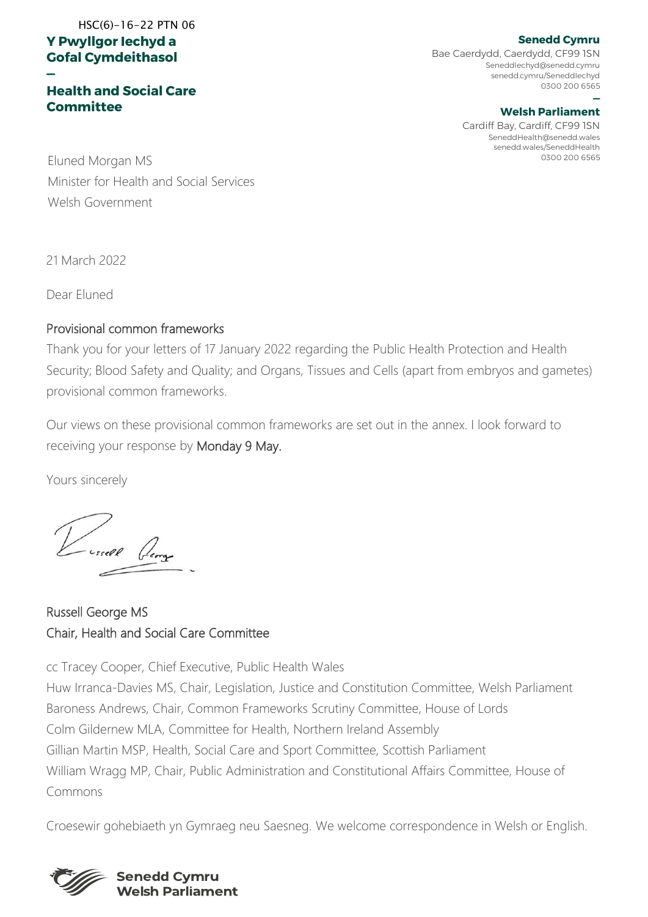HSC(6)-16-22 PTN 06

**Y Pwyllgor Iechyd a Gofal Cymdeithasol**

—

**Health and Social Care Committee**

**Senedd Cymru**
Bae Caerdydd, Caerdydd, CF99 1SN
SeneddIechyd@senedd.cymru
senedd.cymru/SeneddIechyd
0300 200 6565

—

**Welsh Parliament**
Cardiff Bay, Cardiff, CF99 1SN
SeneddHealth@senedd.wales
senedd.wales/SeneddHealth
0300 200 6565

Eluned Morgan MS
Minister for Health and Social Services
Welsh Government

21 March 2022

Dear Eluned

Provisional common frameworks

Thank you for your letters of 17 January 2022 regarding the Public Health Protection and Health Security; Blood Safety and Quality; and Organs, Tissues and Cells (apart from embryos and gametes) provisional common frameworks.

Our views on these provisional common frameworks are set out in the annex. I look forward to receiving your response by Monday 9 May.

Yours sincerely

Russell George MS
Chair, Health and Social Care Committee

cc Tracey Cooper, Chief Executive, Public Health Wales
Huw Irranca-Davies MS, Chair, Legislation, Justice and Constitution Committee, Welsh Parliament
Baroness Andrews, Chair, Common Frameworks Scrutiny Committee, House of Lords
Colm Gildernew MLA, Committee for Health, Northern Ireland Assembly
Gillian Martin MSP, Health, Social Care and Sport Committee, Scottish Parliament
William Wragg MP, Chair, Public Administration and Constitutional Affairs Committee, House of Commons

Croesewir gohebiaeth yn Gymraeg neu Saesneg. We welcome correspondence in Welsh or English.

**Senedd Cymru**
**Welsh Parliament**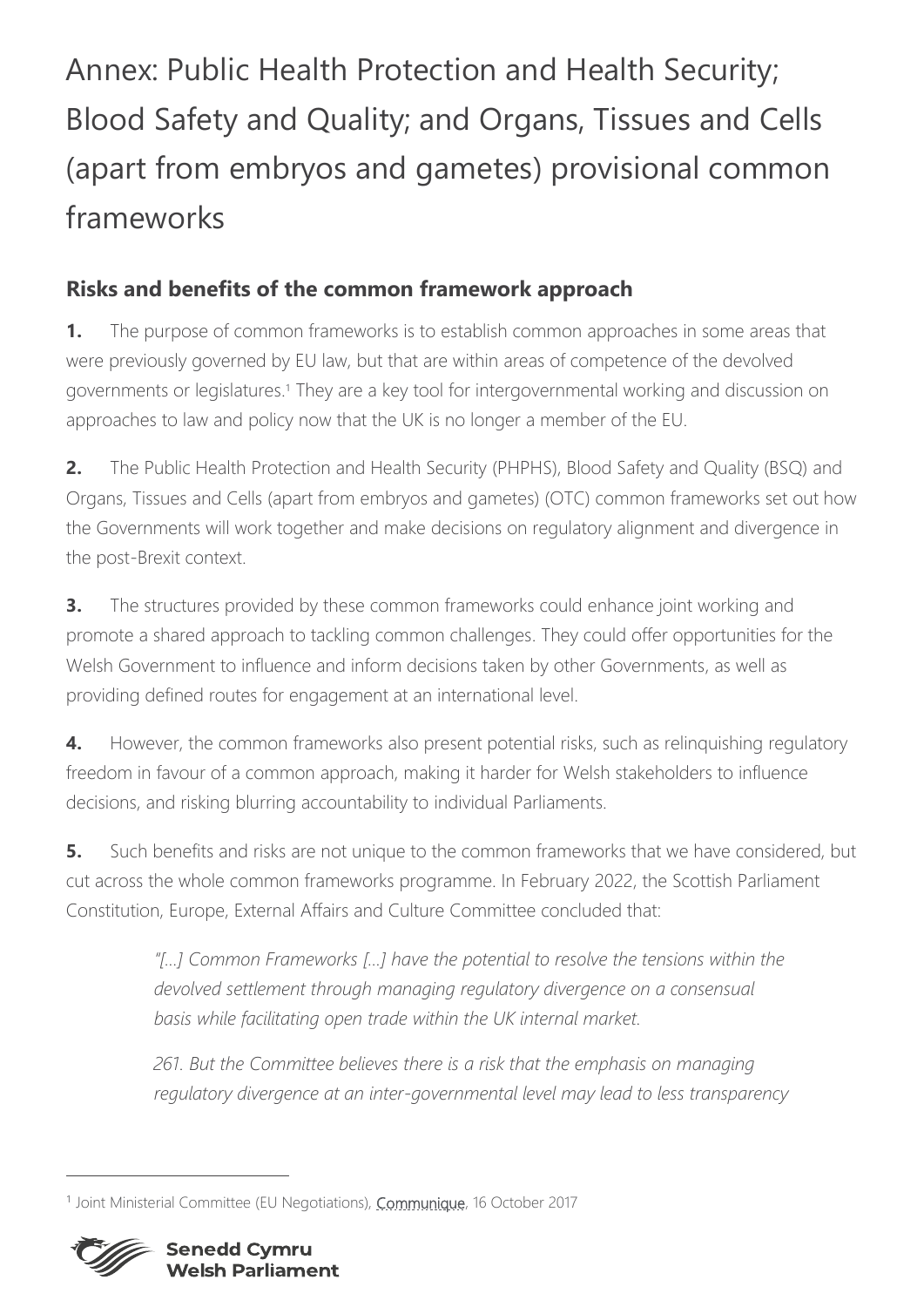# Annex: Public Health Protection and Health Security; Blood Safety and Quality; and Organs, Tissues and Cells (apart from embryos and gametes) provisional common frameworks

## Risks and benefits of the common framework approach

**1.** The purpose of common frameworks is to establish common approaches in some areas that were previously governed by EU law, but that are within areas of competence of the devolved governments or legislatures.[1] They are a key tool for intergovernmental working and discussion on approaches to law and policy now that the UK is no longer a member of the EU.

**2.** The Public Health Protection and Health Security (PHPHS), Blood Safety and Quality (BSQ) and Organs, Tissues and Cells (apart from embryos and gametes) (OTC) common frameworks set out how the Governments will work together and make decisions on regulatory alignment and divergence in the post-Brexit context.

**3.** The structures provided by these common frameworks could enhance joint working and promote a shared approach to tackling common challenges. They could offer opportunities for the Welsh Government to influence and inform decisions taken by other Governments, as well as providing defined routes for engagement at an international level.

**4.** However, the common frameworks also present potential risks, such as relinquishing regulatory freedom in favour of a common approach, making it harder for Welsh stakeholders to influence decisions, and risking blurring accountability to individual Parliaments.

**5.** Such benefits and risks are not unique to the common frameworks that we have considered, but cut across the whole common frameworks programme. In February 2022, the Scottish Parliament Constitution, Europe, External Affairs and Culture Committee concluded that:

> *"[…] Common Frameworks […] have the potential to resolve the tensions within the devolved settlement through managing regulatory divergence on a consensual basis while facilitating open trade within the UK internal market.*
>
> *261. But the Committee believes there is a risk that the emphasis on managing regulatory divergence at an inter-governmental level may lead to less transparency*

---

[1] Joint Ministerial Committee (EU Negotiations), Communique, 16 October 2017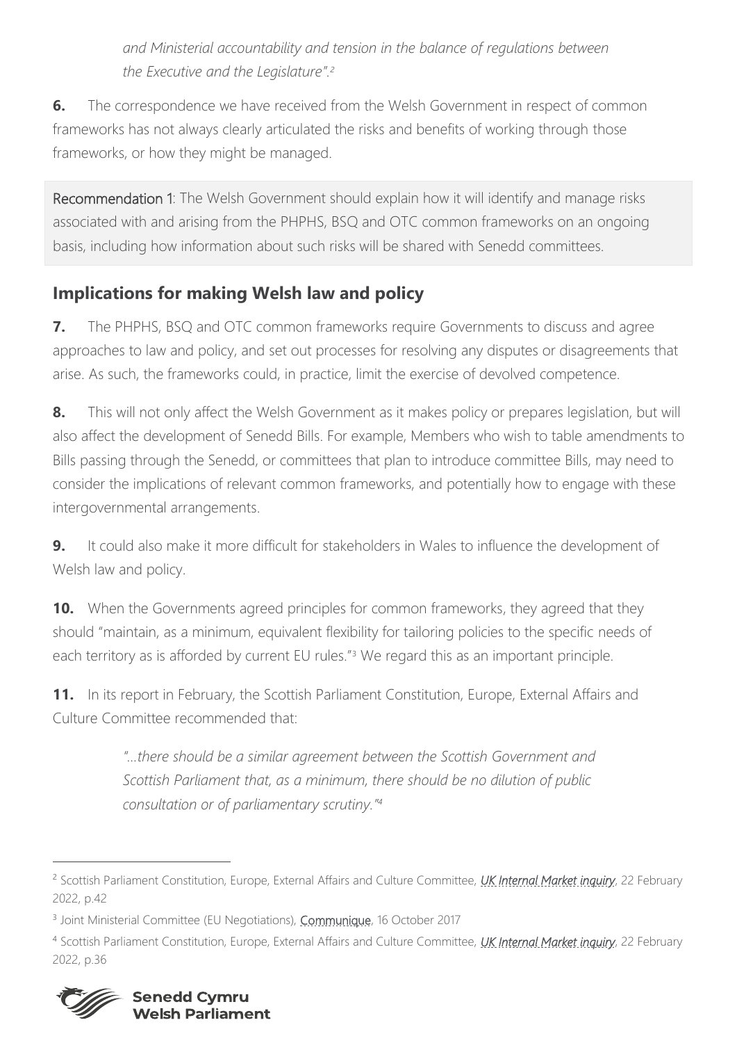*and Ministerial accountability and tension in the balance of regulations between the Executive and the Legislature".*[2]

**6.** The correspondence we have received from the Welsh Government in respect of common frameworks has not always clearly articulated the risks and benefits of working through those frameworks, or how they might be managed.

Recommendation 1: The Welsh Government should explain how it will identify and manage risks associated with and arising from the PHPHS, BSQ and OTC common frameworks on an ongoing basis, including how information about such risks will be shared with Senedd committees.

## Implications for making Welsh law and policy

**7.** The PHPHS, BSQ and OTC common frameworks require Governments to discuss and agree approaches to law and policy, and set out processes for resolving any disputes or disagreements that arise. As such, the frameworks could, in practice, limit the exercise of devolved competence.

**8.** This will not only affect the Welsh Government as it makes policy or prepares legislation, but will also affect the development of Senedd Bills. For example, Members who wish to table amendments to Bills passing through the Senedd, or committees that plan to introduce committee Bills, may need to consider the implications of relevant common frameworks, and potentially how to engage with these intergovernmental arrangements.

**9.** It could also make it more difficult for stakeholders in Wales to influence the development of Welsh law and policy.

**10.** When the Governments agreed principles for common frameworks, they agreed that they should "maintain, as a minimum, equivalent flexibility for tailoring policies to the specific needs of each territory as is afforded by current EU rules."[3] We regard this as an important principle.

**11.** In its report in February, the Scottish Parliament Constitution, Europe, External Affairs and Culture Committee recommended that:

> *"…there should be a similar agreement between the Scottish Government and Scottish Parliament that, as a minimum, there should be no dilution of public consultation or of parliamentary scrutiny."*[4]

---

[2] Scottish Parliament Constitution, Europe, External Affairs and Culture Committee, *UK Internal Market inquiry*, 22 February 2022, p.42

[3] Joint Ministerial Committee (EU Negotiations), Communique, 16 October 2017

[4] Scottish Parliament Constitution, Europe, External Affairs and Culture Committee, *UK Internal Market inquiry*, 22 February 2022, p.36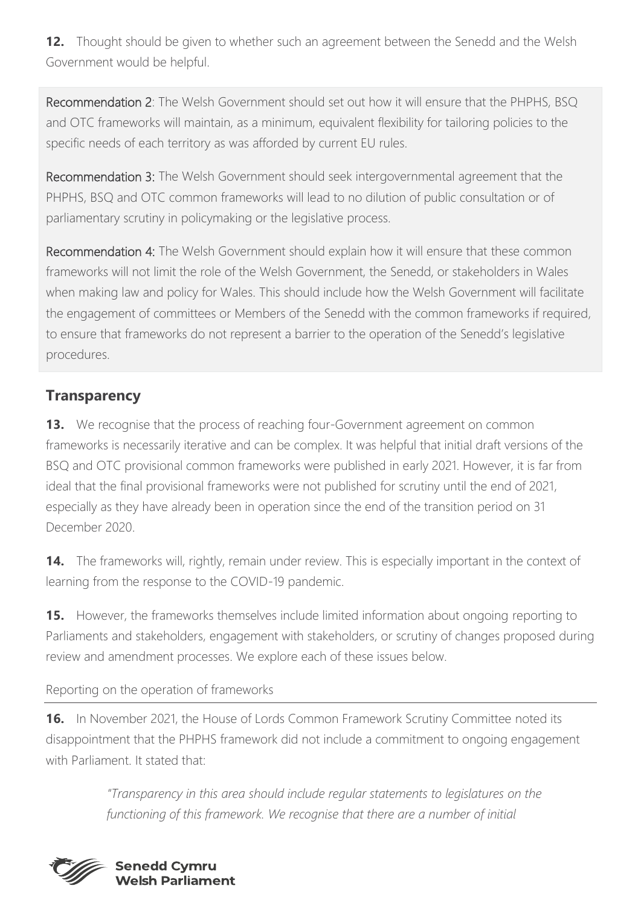**12.** Thought should be given to whether such an agreement between the Senedd and the Welsh Government would be helpful.

**Recommendation 2**: The Welsh Government should set out how it will ensure that the PHPHS, BSQ and OTC frameworks will maintain, as a minimum, equivalent flexibility for tailoring policies to the specific needs of each territory as was afforded by current EU rules.

**Recommendation 3:** The Welsh Government should seek intergovernmental agreement that the PHPHS, BSQ and OTC common frameworks will lead to no dilution of public consultation or of parliamentary scrutiny in policymaking or the legislative process.

**Recommendation 4:** The Welsh Government should explain how it will ensure that these common frameworks will not limit the role of the Welsh Government, the Senedd, or stakeholders in Wales when making law and policy for Wales. This should include how the Welsh Government will facilitate the engagement of committees or Members of the Senedd with the common frameworks if required, to ensure that frameworks do not represent a barrier to the operation of the Senedd's legislative procedures.

## Transparency

**13.** We recognise that the process of reaching four-Government agreement on common frameworks is necessarily iterative and can be complex. It was helpful that initial draft versions of the BSQ and OTC provisional common frameworks were published in early 2021. However, it is far from ideal that the final provisional frameworks were not published for scrutiny until the end of 2021, especially as they have already been in operation since the end of the transition period on 31 December 2020.

**14.** The frameworks will, rightly, remain under review. This is especially important in the context of learning from the response to the COVID-19 pandemic.

**15.** However, the frameworks themselves include limited information about ongoing reporting to Parliaments and stakeholders, engagement with stakeholders, or scrutiny of changes proposed during review and amendment processes. We explore each of these issues below.

### Reporting on the operation of frameworks

**16.** In November 2021, the House of Lords Common Framework Scrutiny Committee noted its disappointment that the PHPHS framework did not include a commitment to ongoing engagement with Parliament. It stated that:

> *"Transparency in this area should include regular statements to legislatures on the functioning of this framework. We recognise that there are a number of initial*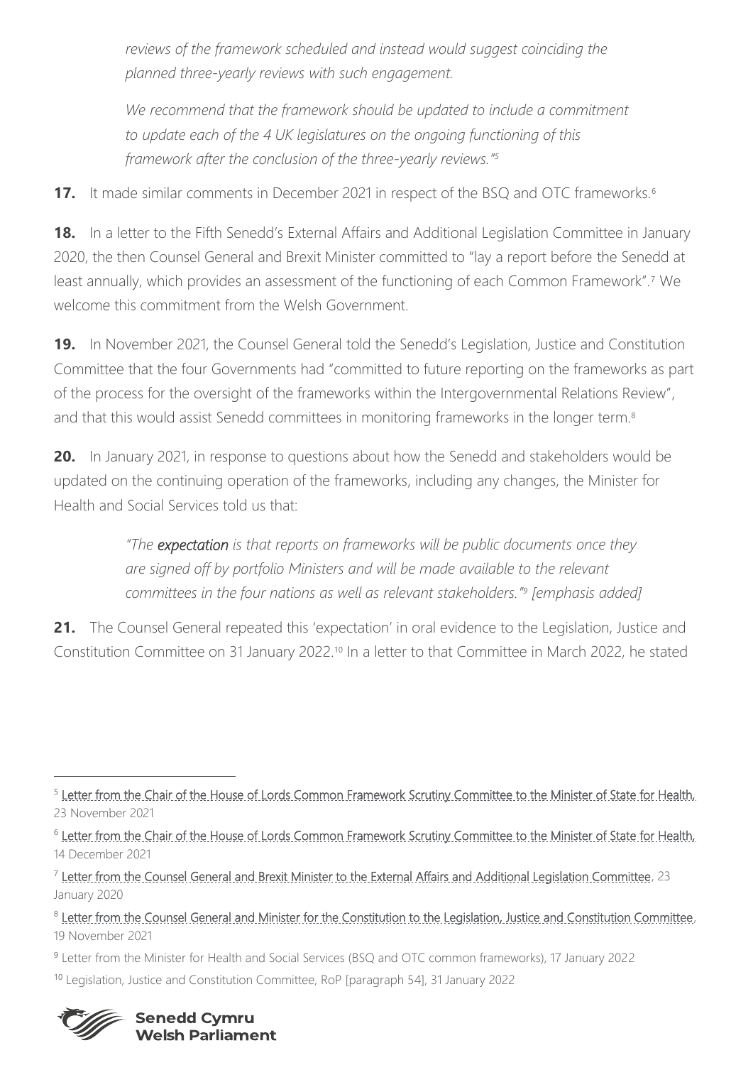*reviews of the framework scheduled and instead would suggest coinciding the planned three-yearly reviews with such engagement.*

*We recommend that the framework should be updated to include a commitment to update each of the 4 UK legislatures on the ongoing functioning of this framework after the conclusion of the three-yearly reviews."*[5]

**17.** It made similar comments in December 2021 in respect of the BSQ and OTC frameworks.[6]

**18.** In a letter to the Fifth Senedd's External Affairs and Additional Legislation Committee in January 2020, the then Counsel General and Brexit Minister committed to "lay a report before the Senedd at least annually, which provides an assessment of the functioning of each Common Framework".[7] We welcome this commitment from the Welsh Government.

**19.** In November 2021, the Counsel General told the Senedd's Legislation, Justice and Constitution Committee that the four Governments had "committed to future reporting on the frameworks as part of the process for the oversight of the frameworks within the Intergovernmental Relations Review", and that this would assist Senedd committees in monitoring frameworks in the longer term.[8]

**20.** In January 2021, in response to questions about how the Senedd and stakeholders would be updated on the continuing operation of the frameworks, including any changes, the Minister for Health and Social Services told us that:

> *"The **expectation** is that reports on frameworks will be public documents once they are signed off by portfolio Ministers and will be made available to the relevant committees in the four nations as well as relevant stakeholders."*[9] *[emphasis added]*

**21.** The Counsel General repeated this 'expectation' in oral evidence to the Legislation, Justice and Constitution Committee on 31 January 2022.[10] In a letter to that Committee in March 2022, he stated

---

[5] Letter from the Chair of the House of Lords Common Framework Scrutiny Committee to the Minister of State for Health, 23 November 2021

[6] Letter from the Chair of the House of Lords Common Framework Scrutiny Committee to the Minister of State for Health, 14 December 2021

[7] Letter from the Counsel General and Brexit Minister to the External Affairs and Additional Legislation Committee, 23 January 2020

[8] Letter from the Counsel General and Minister for the Constitution to the Legislation, Justice and Constitution Committee, 19 November 2021

[9] Letter from the Minister for Health and Social Services (BSQ and OTC common frameworks), 17 January 2022

[10] Legislation, Justice and Constitution Committee, RoP [paragraph 54], 31 January 2022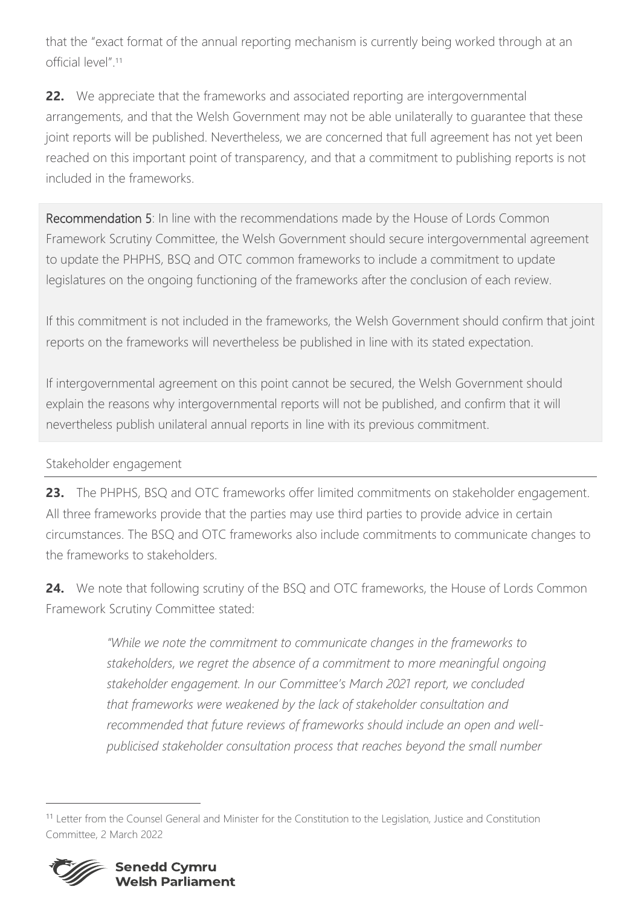that the "exact format of the annual reporting mechanism is currently being worked through at an official level".[11]

**22.** We appreciate that the frameworks and associated reporting are intergovernmental arrangements, and that the Welsh Government may not be able unilaterally to guarantee that these joint reports will be published. Nevertheless, we are concerned that full agreement has not yet been reached on this important point of transparency, and that a commitment to publishing reports is not included in the frameworks.

**Recommendation 5**: In line with the recommendations made by the House of Lords Common Framework Scrutiny Committee, the Welsh Government should secure intergovernmental agreement to update the PHPHS, BSQ and OTC common frameworks to include a commitment to update legislatures on the ongoing functioning of the frameworks after the conclusion of each review.

If this commitment is not included in the frameworks, the Welsh Government should confirm that joint reports on the frameworks will nevertheless be published in line with its stated expectation.

If intergovernmental agreement on this point cannot be secured, the Welsh Government should explain the reasons why intergovernmental reports will not be published, and confirm that it will nevertheless publish unilateral annual reports in line with its previous commitment.

### Stakeholder engagement

**23.** The PHPHS, BSQ and OTC frameworks offer limited commitments on stakeholder engagement. All three frameworks provide that the parties may use third parties to provide advice in certain circumstances. The BSQ and OTC frameworks also include commitments to communicate changes to the frameworks to stakeholders.

**24.** We note that following scrutiny of the BSQ and OTC frameworks, the House of Lords Common Framework Scrutiny Committee stated:

> *"While we note the commitment to communicate changes in the frameworks to stakeholders, we regret the absence of a commitment to more meaningful ongoing stakeholder engagement. In our Committee's March 2021 report, we concluded that frameworks were weakened by the lack of stakeholder consultation and recommended that future reviews of frameworks should include an open and well-publicised stakeholder consultation process that reaches beyond the small number*

[11] Letter from the Counsel General and Minister for the Constitution to the Legislation, Justice and Constitution Committee, 2 March 2022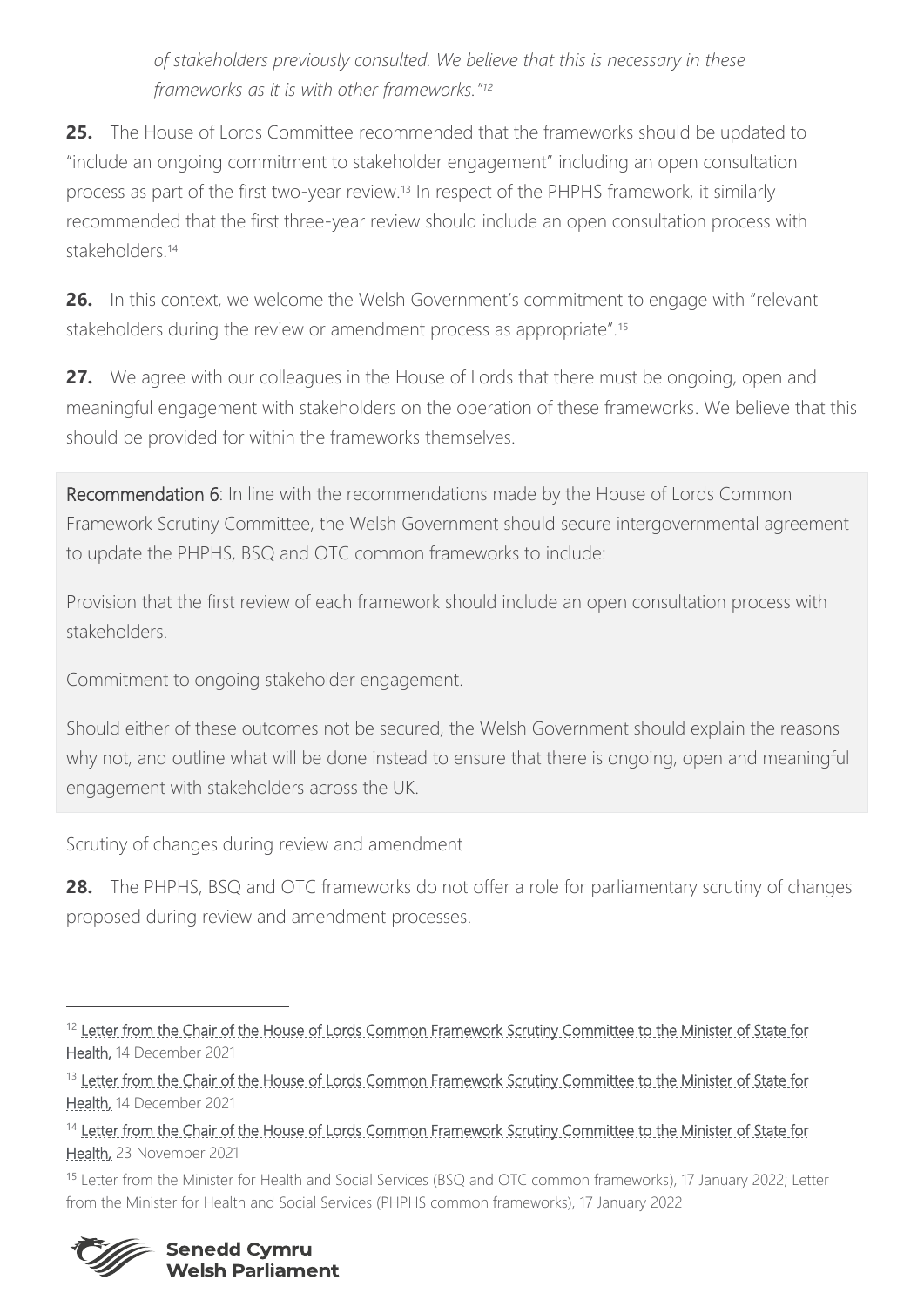*of stakeholders previously consulted. We believe that this is necessary in these frameworks as it is with other frameworks."[12]*

**25.** The House of Lords Committee recommended that the frameworks should be updated to "include an ongoing commitment to stakeholder engagement" including an open consultation process as part of the first two-year review.[13] In respect of the PHPHS framework, it similarly recommended that the first three-year review should include an open consultation process with stakeholders.[14]

**26.** In this context, we welcome the Welsh Government's commitment to engage with "relevant stakeholders during the review or amendment process as appropriate".[15]

**27.** We agree with our colleagues in the House of Lords that there must be ongoing, open and meaningful engagement with stakeholders on the operation of these frameworks. We believe that this should be provided for within the frameworks themselves.

**Recommendation 6**: In line with the recommendations made by the House of Lords Common Framework Scrutiny Committee, the Welsh Government should secure intergovernmental agreement to update the PHPHS, BSQ and OTC common frameworks to include:

Provision that the first review of each framework should include an open consultation process with stakeholders.

Commitment to ongoing stakeholder engagement.

Should either of these outcomes not be secured, the Welsh Government should explain the reasons why not, and outline what will be done instead to ensure that there is ongoing, open and meaningful engagement with stakeholders across the UK.

### Scrutiny of changes during review and amendment

**28.** The PHPHS, BSQ and OTC frameworks do not offer a role for parliamentary scrutiny of changes proposed during review and amendment processes.

---

[12] Letter from the Chair of the House of Lords Common Framework Scrutiny Committee to the Minister of State for Health, 14 December 2021

[13] Letter from the Chair of the House of Lords Common Framework Scrutiny Committee to the Minister of State for Health, 14 December 2021

[14] Letter from the Chair of the House of Lords Common Framework Scrutiny Committee to the Minister of State for Health, 23 November 2021

[15] Letter from the Minister for Health and Social Services (BSQ and OTC common frameworks), 17 January 2022; Letter from the Minister for Health and Social Services (PHPHS common frameworks), 17 January 2022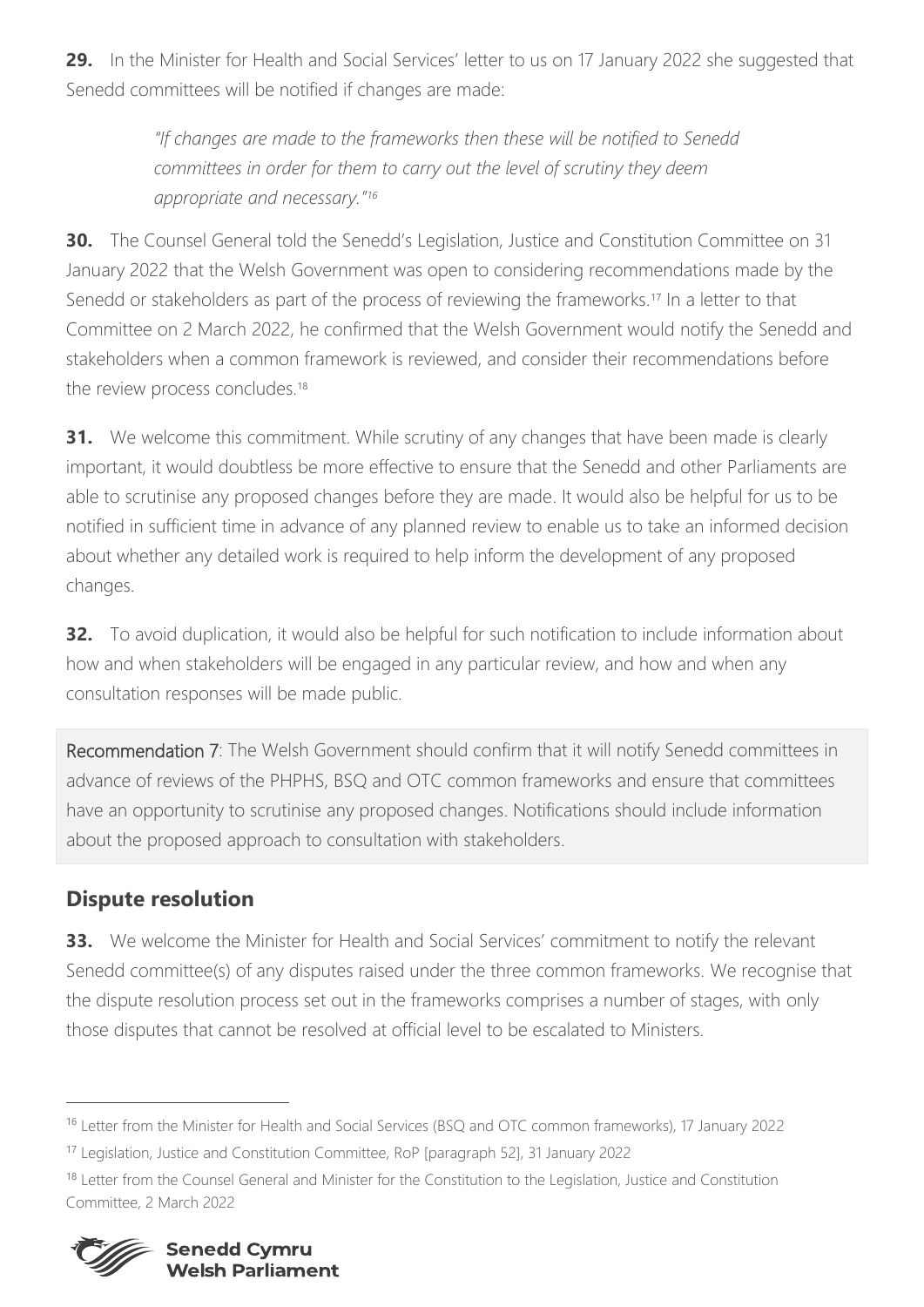**29.** In the Minister for Health and Social Services' letter to us on 17 January 2022 she suggested that Senedd committees will be notified if changes are made:

> *"If changes are made to the frameworks then these will be notified to Senedd committees in order for them to carry out the level of scrutiny they deem appropriate and necessary."*[16]

**30.** The Counsel General told the Senedd's Legislation, Justice and Constitution Committee on 31 January 2022 that the Welsh Government was open to considering recommendations made by the Senedd or stakeholders as part of the process of reviewing the frameworks.[17] In a letter to that Committee on 2 March 2022, he confirmed that the Welsh Government would notify the Senedd and stakeholders when a common framework is reviewed, and consider their recommendations before the review process concludes.[18]

**31.** We welcome this commitment. While scrutiny of any changes that have been made is clearly important, it would doubtless be more effective to ensure that the Senedd and other Parliaments are able to scrutinise any proposed changes before they are made. It would also be helpful for us to be notified in sufficient time in advance of any planned review to enable us to take an informed decision about whether any detailed work is required to help inform the development of any proposed changes.

**32.** To avoid duplication, it would also be helpful for such notification to include information about how and when stakeholders will be engaged in any particular review, and how and when any consultation responses will be made public.

> **Recommendation 7**: The Welsh Government should confirm that it will notify Senedd committees in advance of reviews of the PHPHS, BSQ and OTC common frameworks and ensure that committees have an opportunity to scrutinise any proposed changes. Notifications should include information about the proposed approach to consultation with stakeholders.

## Dispute resolution

**33.** We welcome the Minister for Health and Social Services' commitment to notify the relevant Senedd committee(s) of any disputes raised under the three common frameworks. We recognise that the dispute resolution process set out in the frameworks comprises a number of stages, with only those disputes that cannot be resolved at official level to be escalated to Ministers.

---

[16] Letter from the Minister for Health and Social Services (BSQ and OTC common frameworks), 17 January 2022

[17] Legislation, Justice and Constitution Committee, RoP [paragraph 52], 31 January 2022

[18] Letter from the Counsel General and Minister for the Constitution to the Legislation, Justice and Constitution Committee, 2 March 2022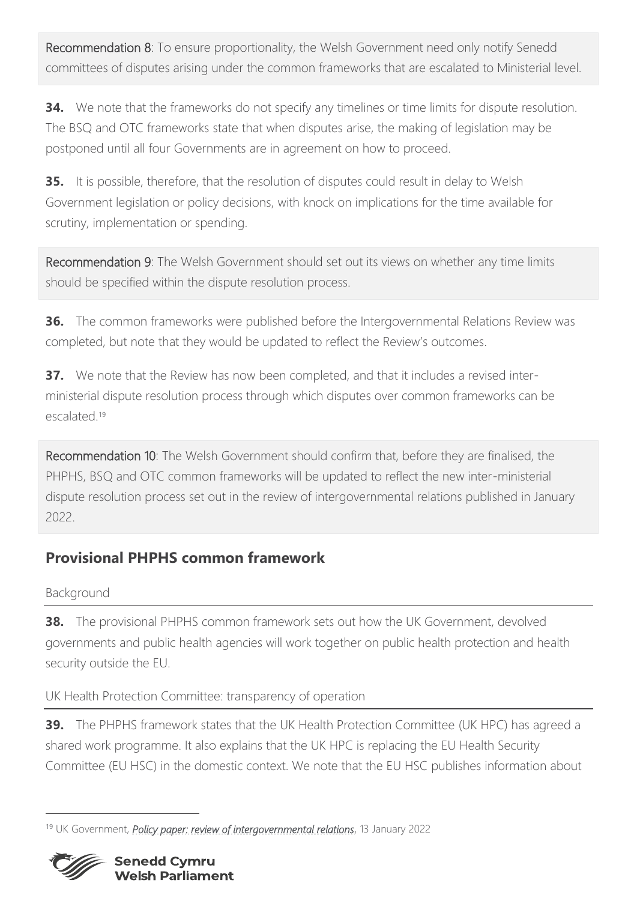**Recommendation 8**: To ensure proportionality, the Welsh Government need only notify Senedd committees of disputes arising under the common frameworks that are escalated to Ministerial level.

**34.** We note that the frameworks do not specify any timelines or time limits for dispute resolution. The BSQ and OTC frameworks state that when disputes arise, the making of legislation may be postponed until all four Governments are in agreement on how to proceed.

**35.** It is possible, therefore, that the resolution of disputes could result in delay to Welsh Government legislation or policy decisions, with knock on implications for the time available for scrutiny, implementation or spending.

**Recommendation 9**: The Welsh Government should set out its views on whether any time limits should be specified within the dispute resolution process.

**36.** The common frameworks were published before the Intergovernmental Relations Review was completed, but note that they would be updated to reflect the Review's outcomes.

**37.** We note that the Review has now been completed, and that it includes a revised inter-ministerial dispute resolution process through which disputes over common frameworks can be escalated.[19]

**Recommendation 10**: The Welsh Government should confirm that, before they are finalised, the PHPHS, BSQ and OTC common frameworks will be updated to reflect the new inter-ministerial dispute resolution process set out in the review of intergovernmental relations published in January 2022.

## Provisional PHPHS common framework

### Background

**38.** The provisional PHPHS common framework sets out how the UK Government, devolved governments and public health agencies will work together on public health protection and health security outside the EU.

### UK Health Protection Committee: transparency of operation

**39.** The PHPHS framework states that the UK Health Protection Committee (UK HPC) has agreed a shared work programme. It also explains that the UK HPC is replacing the EU Health Security Committee (EU HSC) in the domestic context. We note that the EU HSC publishes information about

[19] UK Government, *Policy paper: review of intergovernmental relations*, 13 January 2022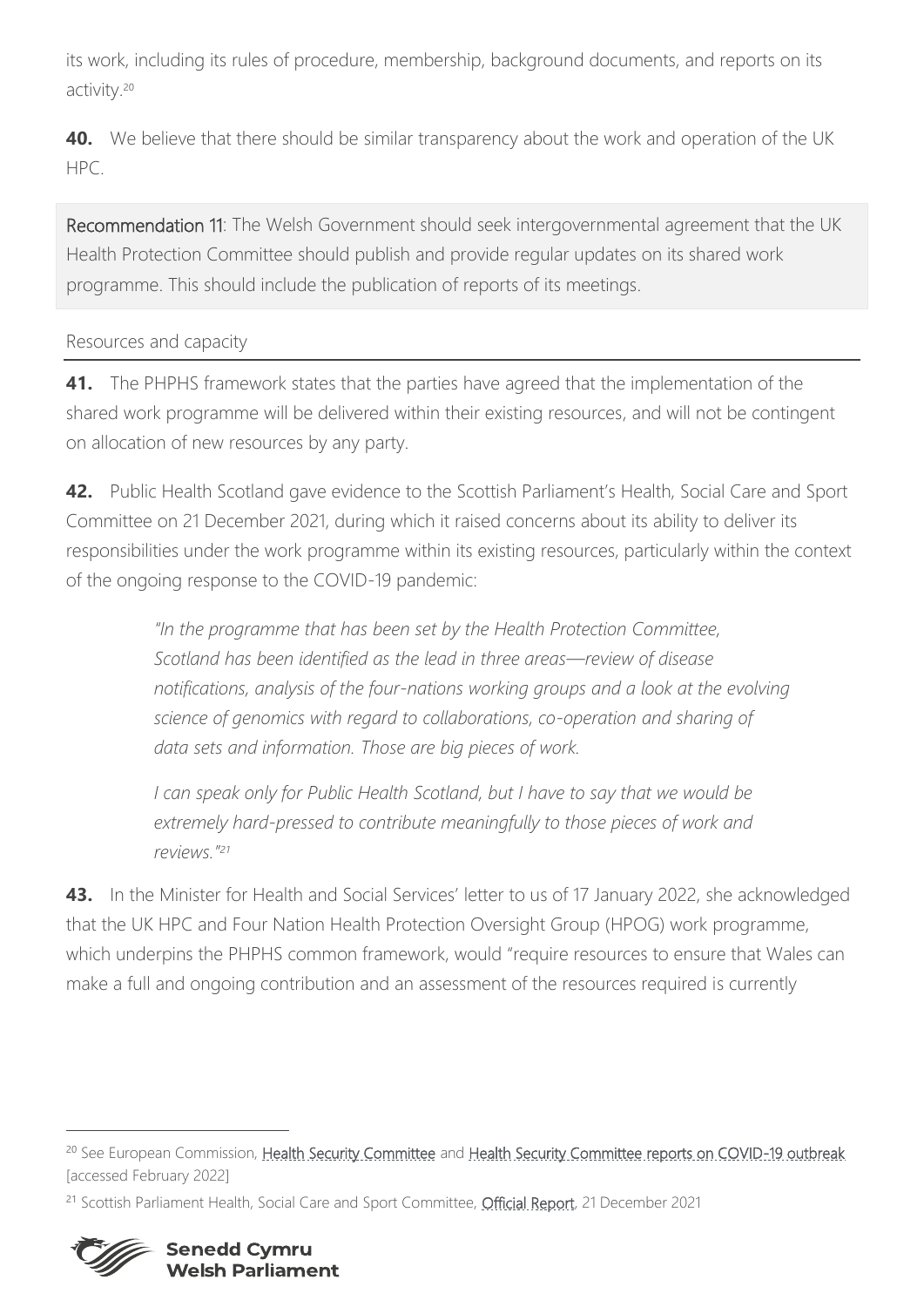its work, including its rules of procedure, membership, background documents, and reports on its activity.[20]

**40.** We believe that there should be similar transparency about the work and operation of the UK HPC.

Recommendation 11: The Welsh Government should seek intergovernmental agreement that the UK Health Protection Committee should publish and provide regular updates on its shared work programme. This should include the publication of reports of its meetings.

### Resources and capacity

**41.** The PHPHS framework states that the parties have agreed that the implementation of the shared work programme will be delivered within their existing resources, and will not be contingent on allocation of new resources by any party.

**42.** Public Health Scotland gave evidence to the Scottish Parliament's Health, Social Care and Sport Committee on 21 December 2021, during which it raised concerns about its ability to deliver its responsibilities under the work programme within its existing resources, particularly within the context of the ongoing response to the COVID-19 pandemic:

> *"In the programme that has been set by the Health Protection Committee, Scotland has been identified as the lead in three areas—review of disease notifications, analysis of the four-nations working groups and a look at the evolving science of genomics with regard to collaborations, co-operation and sharing of data sets and information. Those are big pieces of work.*
>
> *I can speak only for Public Health Scotland, but I have to say that we would be extremely hard-pressed to contribute meaningfully to those pieces of work and reviews."*[21]

**43.** In the Minister for Health and Social Services' letter to us of 17 January 2022, she acknowledged that the UK HPC and Four Nation Health Protection Oversight Group (HPOG) work programme, which underpins the PHPHS common framework, would "require resources to ensure that Wales can make a full and ongoing contribution and an assessment of the resources required is currently

---

[20] See European Commission, Health Security Committee and Health Security Committee reports on COVID-19 outbreak [accessed February 2022]

[21] Scottish Parliament Health, Social Care and Sport Committee, Official Report, 21 December 2021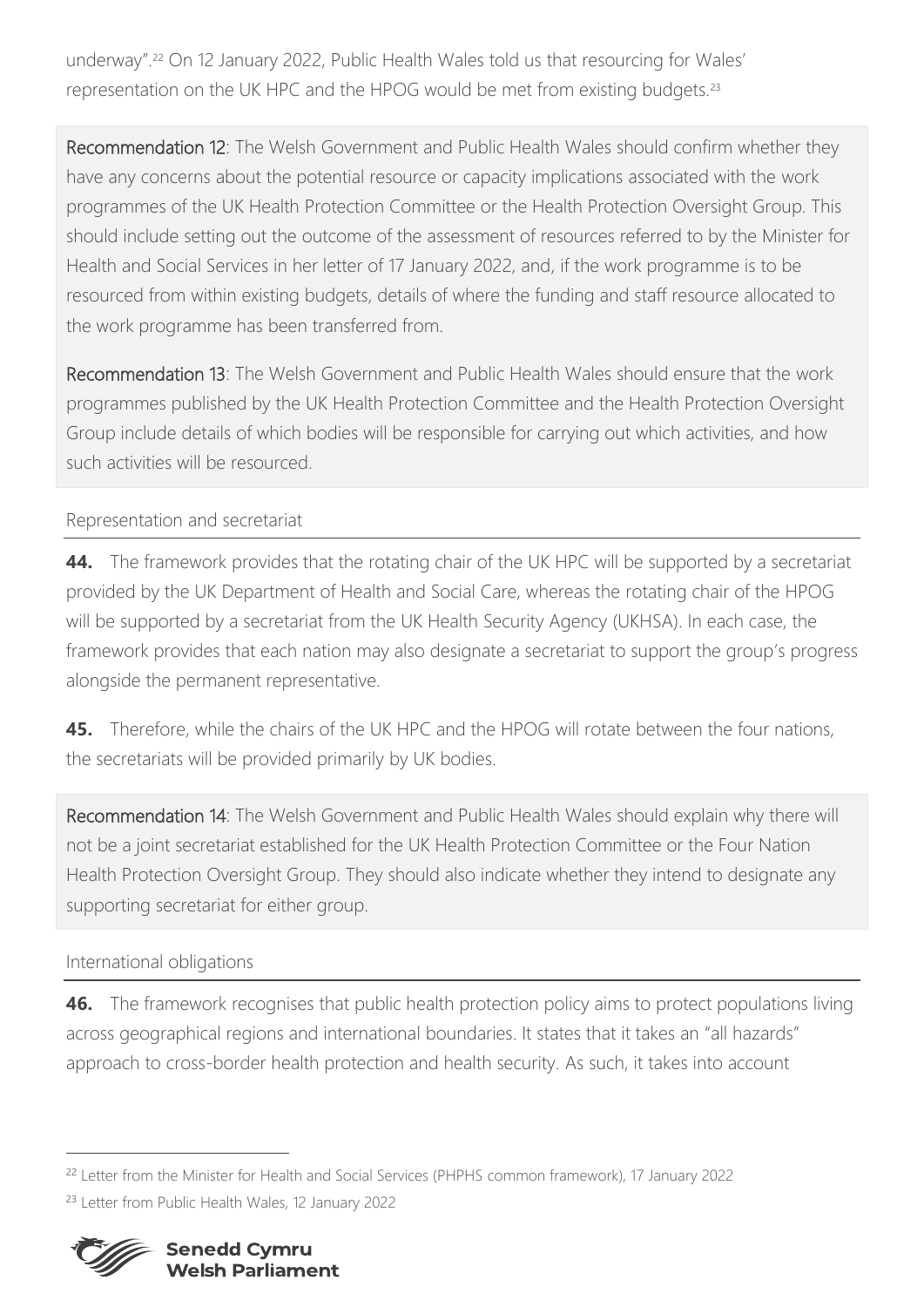underway".[22] On 12 January 2022, Public Health Wales told us that resourcing for Wales' representation on the UK HPC and the HPOG would be met from existing budgets.[23]

**Recommendation 12**: The Welsh Government and Public Health Wales should confirm whether they have any concerns about the potential resource or capacity implications associated with the work programmes of the UK Health Protection Committee or the Health Protection Oversight Group. This should include setting out the outcome of the assessment of resources referred to by the Minister for Health and Social Services in her letter of 17 January 2022, and, if the work programme is to be resourced from within existing budgets, details of where the funding and staff resource allocated to the work programme has been transferred from.

**Recommendation 13**: The Welsh Government and Public Health Wales should ensure that the work programmes published by the UK Health Protection Committee and the Health Protection Oversight Group include details of which bodies will be responsible for carrying out which activities, and how such activities will be resourced.

### Representation and secretariat

**44.** The framework provides that the rotating chair of the UK HPC will be supported by a secretariat provided by the UK Department of Health and Social Care, whereas the rotating chair of the HPOG will be supported by a secretariat from the UK Health Security Agency (UKHSA). In each case, the framework provides that each nation may also designate a secretariat to support the group's progress alongside the permanent representative.

**45.** Therefore, while the chairs of the UK HPC and the HPOG will rotate between the four nations, the secretariats will be provided primarily by UK bodies.

**Recommendation 14**: The Welsh Government and Public Health Wales should explain why there will not be a joint secretariat established for the UK Health Protection Committee or the Four Nation Health Protection Oversight Group. They should also indicate whether they intend to designate any supporting secretariat for either group.

### International obligations

**46.** The framework recognises that public health protection policy aims to protect populations living across geographical regions and international boundaries. It states that it takes an "all hazards" approach to cross-border health protection and health security. As such, it takes into account

[22] Letter from the Minister for Health and Social Services (PHPHS common framework), 17 January 2022

[23] Letter from Public Health Wales, 12 January 2022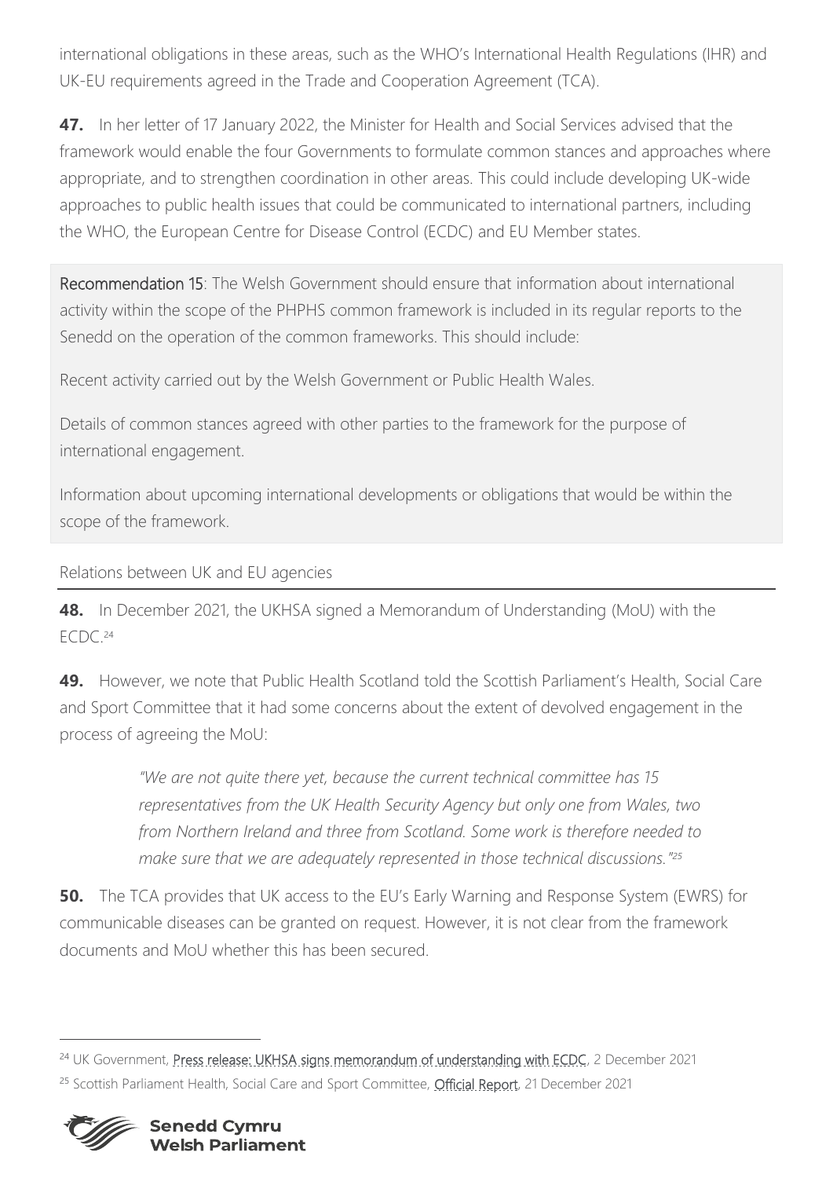international obligations in these areas, such as the WHO's International Health Regulations (IHR) and UK-EU requirements agreed in the Trade and Cooperation Agreement (TCA).

**47.** In her letter of 17 January 2022, the Minister for Health and Social Services advised that the framework would enable the four Governments to formulate common stances and approaches where appropriate, and to strengthen coordination in other areas. This could include developing UK-wide approaches to public health issues that could be communicated to international partners, including the WHO, the European Centre for Disease Control (ECDC) and EU Member states.

**Recommendation 15**: The Welsh Government should ensure that information about international activity within the scope of the PHPHS common framework is included in its regular reports to the Senedd on the operation of the common frameworks. This should include:

Recent activity carried out by the Welsh Government or Public Health Wales.

Details of common stances agreed with other parties to the framework for the purpose of international engagement.

Information about upcoming international developments or obligations that would be within the scope of the framework.

### Relations between UK and EU agencies

**48.** In December 2021, the UKHSA signed a Memorandum of Understanding (MoU) with the ECDC.[24]

**49.** However, we note that Public Health Scotland told the Scottish Parliament's Health, Social Care and Sport Committee that it had some concerns about the extent of devolved engagement in the process of agreeing the MoU:

> *"We are not quite there yet, because the current technical committee has 15 representatives from the UK Health Security Agency but only one from Wales, two from Northern Ireland and three from Scotland. Some work is therefore needed to make sure that we are adequately represented in those technical discussions."[25]*

**50.** The TCA provides that UK access to the EU's Early Warning and Response System (EWRS) for communicable diseases can be granted on request. However, it is not clear from the framework documents and MoU whether this has been secured.

---

[24] UK Government, Press release: UKHSA signs memorandum of understanding with ECDC, 2 December 2021

[25] Scottish Parliament Health, Social Care and Sport Committee, Official Report, 21 December 2021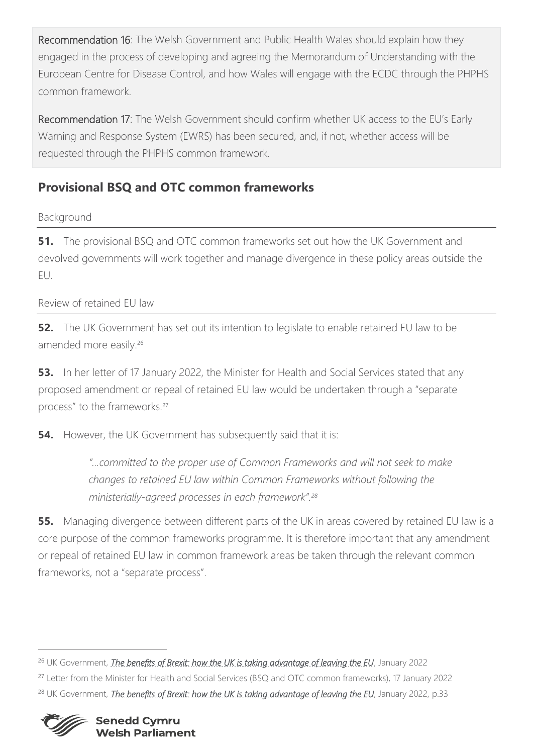**Recommendation 16**: The Welsh Government and Public Health Wales should explain how they engaged in the process of developing and agreeing the Memorandum of Understanding with the European Centre for Disease Control, and how Wales will engage with the ECDC through the PHPHS common framework.

**Recommendation 17**: The Welsh Government should confirm whether UK access to the EU's Early Warning and Response System (EWRS) has been secured, and, if not, whether access will be requested through the PHPHS common framework.

## Provisional BSQ and OTC common frameworks

### Background

**51.** The provisional BSQ and OTC common frameworks set out how the UK Government and devolved governments will work together and manage divergence in these policy areas outside the EU.

### Review of retained EU law

**52.** The UK Government has set out its intention to legislate to enable retained EU law to be amended more easily.[26]

**53.** In her letter of 17 January 2022, the Minister for Health and Social Services stated that any proposed amendment or repeal of retained EU law would be undertaken through a "separate process" to the frameworks.[27]

**54.** However, the UK Government has subsequently said that it is:

> *"…committed to the proper use of Common Frameworks and will not seek to make changes to retained EU law within Common Frameworks without following the ministerially-agreed processes in each framework".[28]*

**55.** Managing divergence between different parts of the UK in areas covered by retained EU law is a core purpose of the common frameworks programme. It is therefore important that any amendment or repeal of retained EU law in common framework areas be taken through the relevant common frameworks, not a "separate process".

---

[26] UK Government, *The benefits of Brexit: how the UK is taking advantage of leaving the EU*, January 2022

[27] Letter from the Minister for Health and Social Services (BSQ and OTC common frameworks), 17 January 2022

[28] UK Government, *The benefits of Brexit: how the UK is taking advantage of leaving the EU*, January 2022, p.33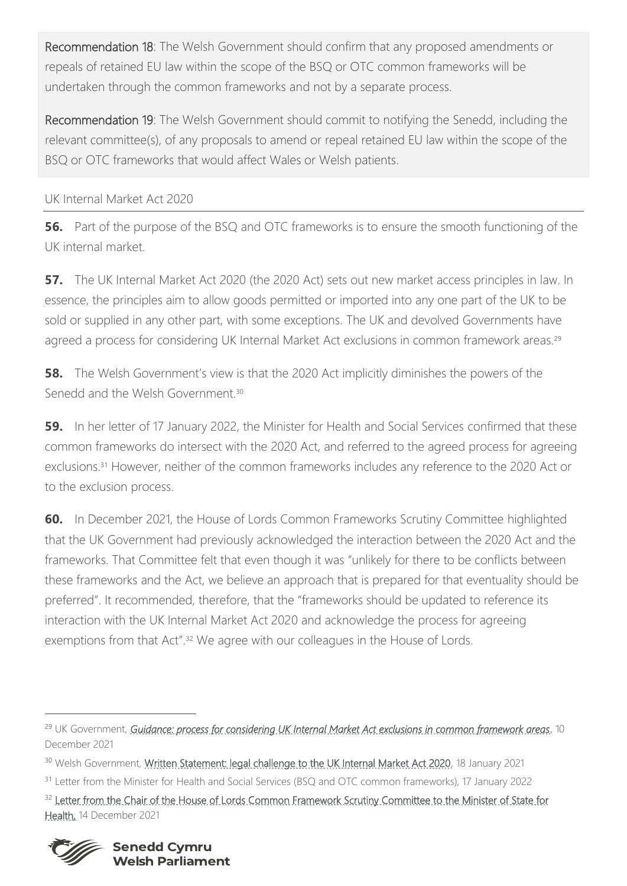**Recommendation 18**: The Welsh Government should confirm that any proposed amendments or repeals of retained EU law within the scope of the BSQ or OTC common frameworks will be undertaken through the common frameworks and not by a separate process.

**Recommendation 19**: The Welsh Government should commit to notifying the Senedd, including the relevant committee(s), of any proposals to amend or repeal retained EU law within the scope of the BSQ or OTC frameworks that would affect Wales or Welsh patients.

### UK Internal Market Act 2020

**56.** Part of the purpose of the BSQ and OTC frameworks is to ensure the smooth functioning of the UK internal market.

**57.** The UK Internal Market Act 2020 (the 2020 Act) sets out new market access principles in law. In essence, the principles aim to allow goods permitted or imported into any one part of the UK to be sold or supplied in any other part, with some exceptions. The UK and devolved Governments have agreed a process for considering UK Internal Market Act exclusions in common framework areas.[29]

**58.** The Welsh Government's view is that the 2020 Act implicitly diminishes the powers of the Senedd and the Welsh Government.[30]

**59.** In her letter of 17 January 2022, the Minister for Health and Social Services confirmed that these common frameworks do intersect with the 2020 Act, and referred to the agreed process for agreeing exclusions.[31] However, neither of the common frameworks includes any reference to the 2020 Act or to the exclusion process.

**60.** In December 2021, the House of Lords Common Frameworks Scrutiny Committee highlighted that the UK Government had previously acknowledged the interaction between the 2020 Act and the frameworks. That Committee felt that even though it was "unlikely for there to be conflicts between these frameworks and the Act, we believe an approach that is prepared for that eventuality should be preferred". It recommended, therefore, that the "frameworks should be updated to reference its interaction with the UK Internal Market Act 2020 and acknowledge the process for agreeing exemptions from that Act".[32] We agree with our colleagues in the House of Lords.

---

[29] UK Government, *Guidance: process for considering UK Internal Market Act exclusions in common framework areas*, 10 December 2021

[30] Welsh Government, Written Statement: legal challenge to the UK Internal Market Act 2020, 18 January 2021

[31] Letter from the Minister for Health and Social Services (BSQ and OTC common frameworks), 17 January 2022

[32] Letter from the Chair of the House of Lords Common Framework Scrutiny Committee to the Minister of State for Health, 14 December 2021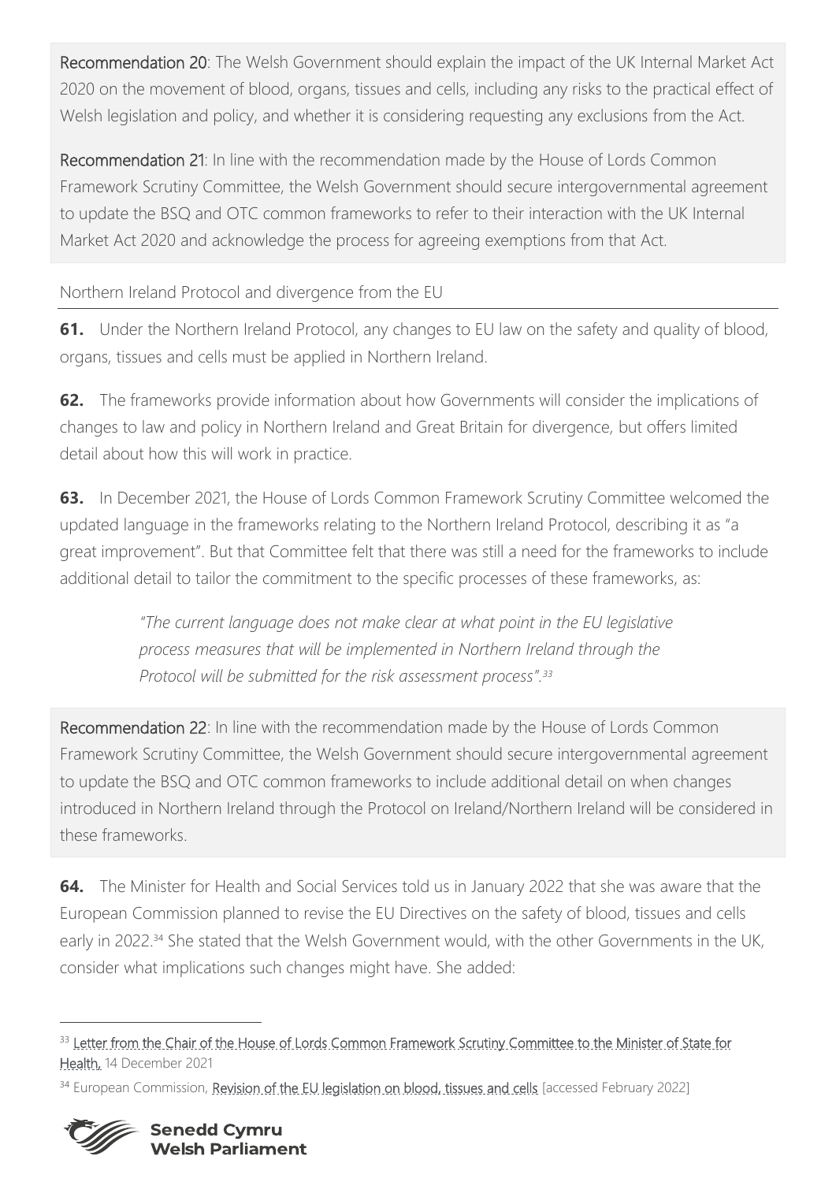**Recommendation 20**: The Welsh Government should explain the impact of the UK Internal Market Act 2020 on the movement of blood, organs, tissues and cells, including any risks to the practical effect of Welsh legislation and policy, and whether it is considering requesting any exclusions from the Act.

**Recommendation 21**: In line with the recommendation made by the House of Lords Common Framework Scrutiny Committee, the Welsh Government should secure intergovernmental agreement to update the BSQ and OTC common frameworks to refer to their interaction with the UK Internal Market Act 2020 and acknowledge the process for agreeing exemptions from that Act.

### Northern Ireland Protocol and divergence from the EU

**61.** Under the Northern Ireland Protocol, any changes to EU law on the safety and quality of blood, organs, tissues and cells must be applied in Northern Ireland.

**62.** The frameworks provide information about how Governments will consider the implications of changes to law and policy in Northern Ireland and Great Britain for divergence, but offers limited detail about how this will work in practice.

**63.** In December 2021, the House of Lords Common Framework Scrutiny Committee welcomed the updated language in the frameworks relating to the Northern Ireland Protocol, describing it as "a great improvement". But that Committee felt that there was still a need for the frameworks to include additional detail to tailor the commitment to the specific processes of these frameworks, as:

> *"The current language does not make clear at what point in the EU legislative process measures that will be implemented in Northern Ireland through the Protocol will be submitted for the risk assessment process".*[33]

**Recommendation 22**: In line with the recommendation made by the House of Lords Common Framework Scrutiny Committee, the Welsh Government should secure intergovernmental agreement to update the BSQ and OTC common frameworks to include additional detail on when changes introduced in Northern Ireland through the Protocol on Ireland/Northern Ireland will be considered in these frameworks.

**64.** The Minister for Health and Social Services told us in January 2022 that she was aware that the European Commission planned to revise the EU Directives on the safety of blood, tissues and cells early in 2022.[34] She stated that the Welsh Government would, with the other Governments in the UK, consider what implications such changes might have. She added:

---

[33] Letter from the Chair of the House of Lords Common Framework Scrutiny Committee to the Minister of State for Health, 14 December 2021

[34] European Commission, Revision of the EU legislation on blood, tissues and cells [accessed February 2022]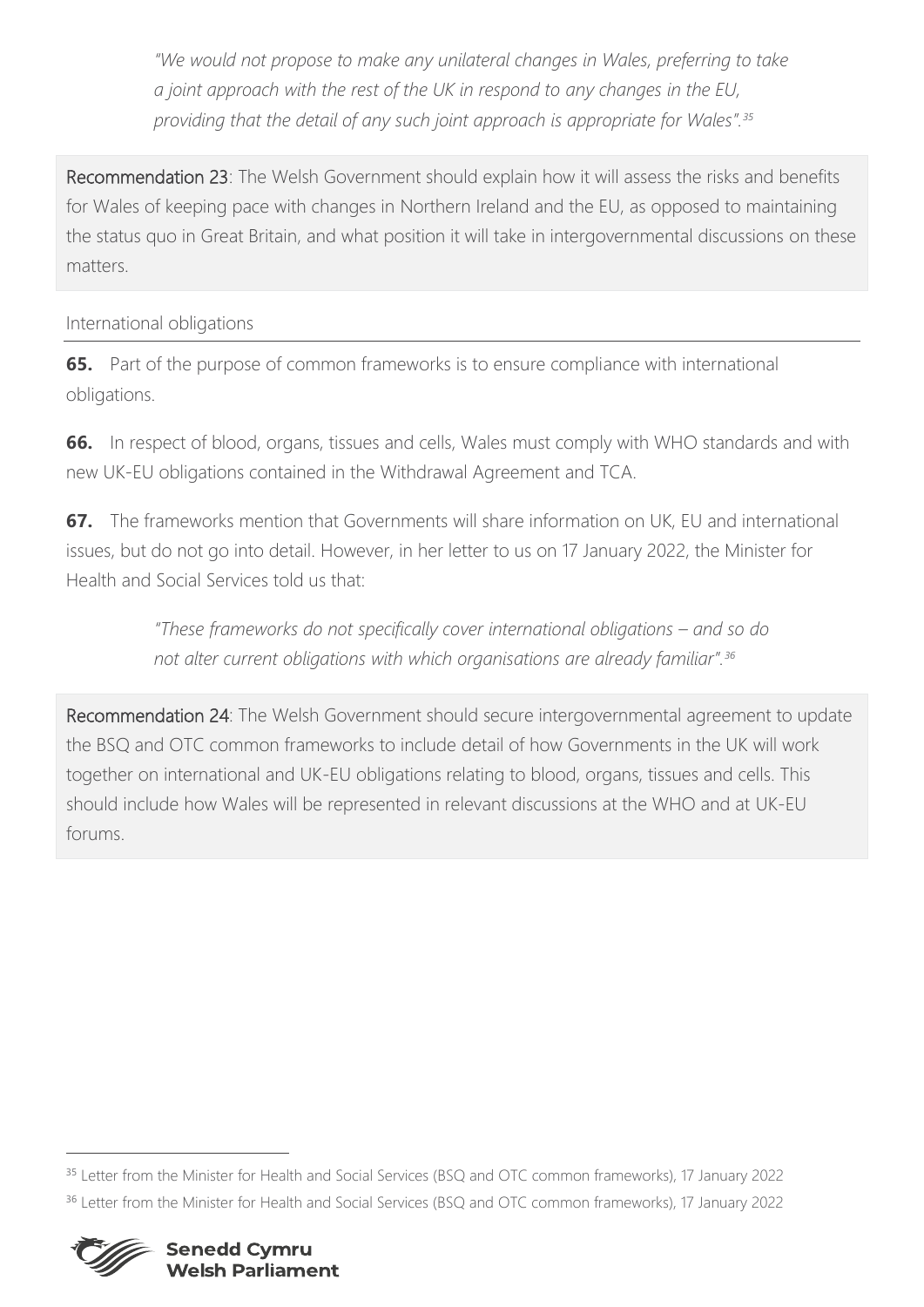> *"We would not propose to make any unilateral changes in Wales, preferring to take a joint approach with the rest of the UK in respond to any changes in the EU, providing that the detail of any such joint approach is appropriate for Wales".*[35]

**Recommendation 23**: The Welsh Government should explain how it will assess the risks and benefits for Wales of keeping pace with changes in Northern Ireland and the EU, as opposed to maintaining the status quo in Great Britain, and what position it will take in intergovernmental discussions on these matters.

### International obligations

**65.** Part of the purpose of common frameworks is to ensure compliance with international obligations.

**66.** In respect of blood, organs, tissues and cells, Wales must comply with WHO standards and with new UK-EU obligations contained in the Withdrawal Agreement and TCA.

**67.** The frameworks mention that Governments will share information on UK, EU and international issues, but do not go into detail. However, in her letter to us on 17 January 2022, the Minister for Health and Social Services told us that:

> *"These frameworks do not specifically cover international obligations – and so do not alter current obligations with which organisations are already familiar".*[36]

**Recommendation 24**: The Welsh Government should secure intergovernmental agreement to update the BSQ and OTC common frameworks to include detail of how Governments in the UK will work together on international and UK-EU obligations relating to blood, organs, tissues and cells. This should include how Wales will be represented in relevant discussions at the WHO and at UK-EU forums.

---

[35] Letter from the Minister for Health and Social Services (BSQ and OTC common frameworks), 17 January 2022

[36] Letter from the Minister for Health and Social Services (BSQ and OTC common frameworks), 17 January 2022